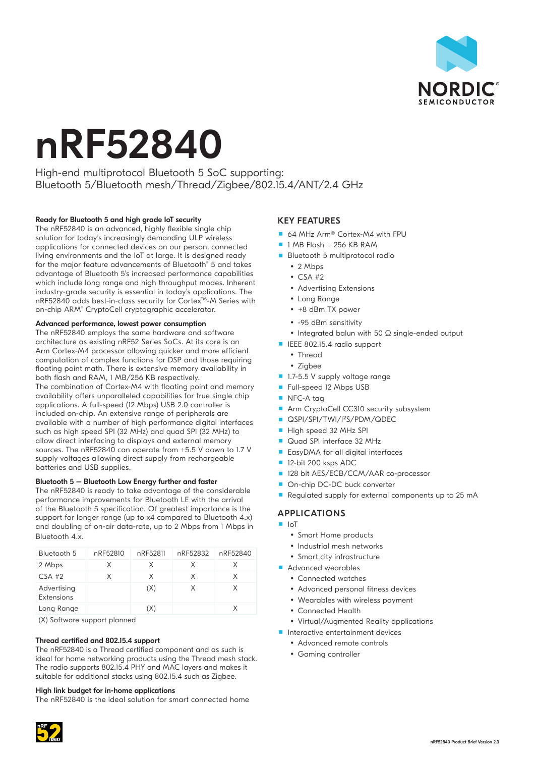# nRF52840

High-end multiprotocol Bluetooth 5 SoC supporting:
Bluetooth 5/Bluetooth mesh/Thread/Zigbee/802.15.4/ANT/2.4 GHz

**Ready for Bluetooth 5 and high grade IoT security**
The nRF52840 is an advanced, highly flexible single chip solution for today's increasingly demanding ULP wireless applications for connected devices on our person, connected living environments and the IoT at large. It is designed ready for the major feature advancements of Bluetooth® 5 and takes advantage of Bluetooth 5's increased performance capabilities which include long range and high throughput modes. Inherent industry-grade security is essential in today's applications. The nRF52840 adds best-in-class security for Cortex™-M Series with on-chip ARM® CryptoCell cryptographic accelerator.

**Advanced performance, lowest power consumption**
The nRF52840 employs the same hardware and software architecture as existing nRF52 Series SoCs. At its core is an Arm Cortex-M4 processor allowing quicker and more efficient computation of complex functions for DSP and those requiring floating point math. There is extensive memory availability in both flash and RAM, 1 MB/256 KB respectively.
The combination of Cortex-M4 with floating point and memory availability offers unparalleled capabilities for true single chip applications. A full-speed (12 Mbps) USB 2.0 controller is included on-chip. An extensive range of peripherals are available with a number of high performance digital interfaces such as high speed SPI (32 MHz) and quad SPI (32 MHz) to allow direct interfacing to displays and external memory sources. The nRF52840 can operate from +5.5 V down to 1.7 V supply voltages allowing direct supply from rechargeable batteries and USB supplies.

**Bluetooth 5 — Bluetooth Low Energy further and faster**
The nRF52840 is ready to take advantage of the considerable performance improvements for Bluetooth LE with the arrival of the Bluetooth 5 specification. Of greatest importance is the support for longer range (up to x4 compared to Bluetooth 4.x) and doubling of on-air data-rate, up to 2 Mbps from 1 Mbps in Bluetooth 4.x.

| Bluetooth 5 | nRF52810 | nRF52811 | nRF52832 | nRF52840 |
|---|---|---|---|---|
| 2 Mbps | X | X | X | X |
| CSA #2 | X | X | X | X |
| Advertising Extensions | | (X) | X | X |
| Long Range | | (X) | | X |

(X) Software support planned

**Thread certified and 802.15.4 support**
The nRF52840 is a Thread certified component and as such is ideal for home networking products using the Thread mesh stack. The radio supports 802.15.4 PHY and MAC layers and makes it suitable for additional stacks using 802.15.4 such as Zigbee.

**High link budget for in-home applications**
The nRF52840 is the ideal solution for smart connected home

## KEY FEATURES

- 64 MHz Arm® Cortex-M4 with FPU
- 1 MB Flash + 256 KB RAM
- Bluetooth 5 multiprotocol radio
  - 2 Mbps
  - CSA #2
  - Advertising Extensions
  - Long Range
  - +8 dBm TX power
  - -95 dBm sensitivity
  - Integrated balun with 50 Ω single-ended output
- IEEE 802.15.4 radio support
  - Thread
  - Zigbee
- 1.7-5.5 V supply voltage range
- Full-speed 12 Mbps USB
- NFC-A tag
- Arm CryptoCell CC310 security subsystem
- QSPI/SPI/TWI/I²S/PDM/QDEC
- High speed 32 MHz SPI
- Quad SPI interface 32 MHz
- EasyDMA for all digital interfaces
- 12-bit 200 ksps ADC
- 128 bit AES/ECB/CCM/AAR co-processor
- On-chip DC-DC buck converter
- Regulated supply for external components up to 25 mA

## APPLICATIONS

- IoT
  - Smart Home products
  - Industrial mesh networks
  - Smart city infrastructure
- Advanced wearables
  - Connected watches
  - Advanced personal fitness devices
  - Wearables with wireless payment
  - Connected Health
  - Virtual/Augmented Reality applications
- Interactive entertainment devices
  - Advanced remote controls
  - Gaming controller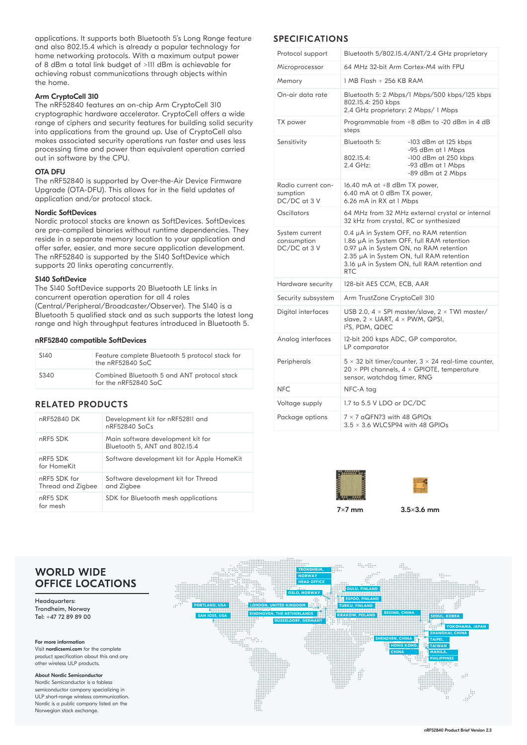applications. It supports both Bluetooth 5's Long Range feature and also 802.15.4 which is already a popular technology for home networking protocols. With a maximum output power of 8 dBm a total link budget of >111 dBm is achievable for achieving robust communications through objects within the home.

### Arm CryptoCell 310

The nRF52840 features an on-chip Arm CryptoCell 310 cryptographic hardware accelerator. CryptoCell offers a wide range of ciphers and security features for building solid security into applications from the ground up. Use of CryptoCell also makes associated security operations run faster and uses less processing time and power than equivalent operation carried out in software by the CPU.

### OTA DFU

The nRF52840 is supported by Over-the-Air Device Firmware Upgrade (OTA-DFU). This allows for in the field updates of application and/or protocol stack.

### Nordic SoftDevices

Nordic protocol stacks are known as SoftDevices. SoftDevices are pre-compiled binaries without runtime dependencies. They reside in a separate memory location to your application and offer safer, easier, and more secure application development. The nRF52840 is supported by the S140 SoftDevice which supports 20 links operating concurrently.

### S140 SoftDevice

The S140 SoftDevice supports 20 Bluetooth LE links in concurrent operation operation for all 4 roles (Central/Peripheral/Broadcaster/Observer). The S140 is a Bluetooth 5 qualified stack and as such supports the latest long range and high throughput features introduced in Bluetooth 5.

### nRF52840 compatible SoftDevices

| | |
|---|---|
| S140 | Feature complete Bluetooth 5 protocol stack for the nRF52840 SoC |
| S340 | Combined Bluetooth 5 and ANT protocol stack for the nRF52840 SoC |

## RELATED PRODUCTS

| | |
|---|---|
| nRF52840 DK | Development kit for nRF52811 and nRF52840 SoCs |
| nRF5 SDK | Main software development kit for Bluetooth 5, ANT and 802.15.4 |
| nRF5 SDK for HomeKit | Software development kit for Apple HomeKit |
| nRF5 SDK for Thread and Zigbee | Software development kit for Thread and Zigbee |
| nRF5 SDK for mesh | SDK for Bluetooth mesh applications |

## SPECIFICATIONS

| | |
|---|---|
| Protocol support | Bluetooth 5/802.15.4/ANT/2.4 GHz proprietary |
| Microprocessor | 64 MHz 32-bit Arm Cortex-M4 with FPU |
| Memory | 1 MB Flash + 256 KB RAM |
| On-air data rate | Bluetooth 5: 2 Mbps/1 Mbps/500 kbps/125 kbps<br>802.15.4: 250 kbps<br>2.4 GHz proprietary: 2 Mbps/ 1 Mbps |
| TX power | Programmable from +8 dBm to -20 dBm in 4 dB steps |
| Sensitivity | Bluetooth 5: -103 dBm at 125 kbps, -95 dBm at 1 Mbps<br>802.15.4: -100 dBm at 250 kbps<br>2.4 GHz: -93 dBm at 1 Mbps, -89 dBm at 2 Mbps |
| Radio current consumption DC/DC at 3 V | 16.40 mA at +8 dBm TX power,<br>6.40 mA at 0 dBm TX power,<br>6.26 mA in RX at 1 Mbps |
| Oscillators | 64 MHz from 32 MHz external crystal or internal 32 kHz from crystal, RC or synthesized |
| System current consumption DC/DC at 3 V | 0.4 µA in System OFF, no RAM retention<br>1.86 µA in System OFF, full RAM retention<br>0.97 µA in System ON, no RAM retention<br>2.35 µA in System ON, full RAM retention<br>3.16 µA in System ON, full RAM retention and RTC |
| Hardware security | 128-bit AES CCM, ECB, AAR |
| Security subsystem | Arm TrustZone CryptoCell 310 |
| Digital interfaces | USB 2.0, 4 × SPI master/slave, 2 × TWI master/slave, 2 × UART, 4 × PWM, QPSI, I²S, PDM, QDEC |
| Analog interfaces | 12-bit 200 ksps ADC, GP comparator, LP comparator |
| Peripherals | 5 × 32 bit timer/counter, 3 × 24 real-time counter, 20 × PPI channels, 4 × GPIOTE, temperature sensor, watchdog timer, RNG |
| NFC | NFC-A tag |
| Voltage supply | 1.7 to 5.5 V LDO or DC/DC |
| Package options | 7 × 7 aQFN73 with 48 GPIOs<br>3.5 × 3.6 WLCSP94 with 48 GPIOs |

7×7 mm

3.5×3.6 mm

## WORLD WIDE OFFICE LOCATIONS

Headquarters:
Trondheim, Norway
Tel: +47 72 89 89 00

**For more information**
Visit **nordicsemi.com** for the complete product specification about this and any other wireless ULP products.

**About Nordic Semiconductor**
Nordic Semiconductor is a fabless semiconductor company specializing in ULP short-range wireless communication. Nordic is a public company listed on the Norwegian stock exchange.

TRONDHEIM, NORWAY HEAD OFFICE
OSLO, NORWAY
OULU, FINLAND
ESPOO, FINLAND
TURKU, FINLAND
KRAKOW, POLAND
PORTLAND, USA
SAN JOSE, USA
LONDON, UNITED KINGDOM
EINDHOVEN, THE NETHERLANDS
DÜSSELDORF, GERMANY
BEIJING, CHINA
SEOUL, KOREA
YOKOHAMA, JAPAN
SHANGHAI, CHINA
SHENZHEN, CHINA
HONG KONG, CHINA
TAIPEI, TAIWAN
MANILA, PHILIPPINES

nRF52840 Product Brief Version 2.3